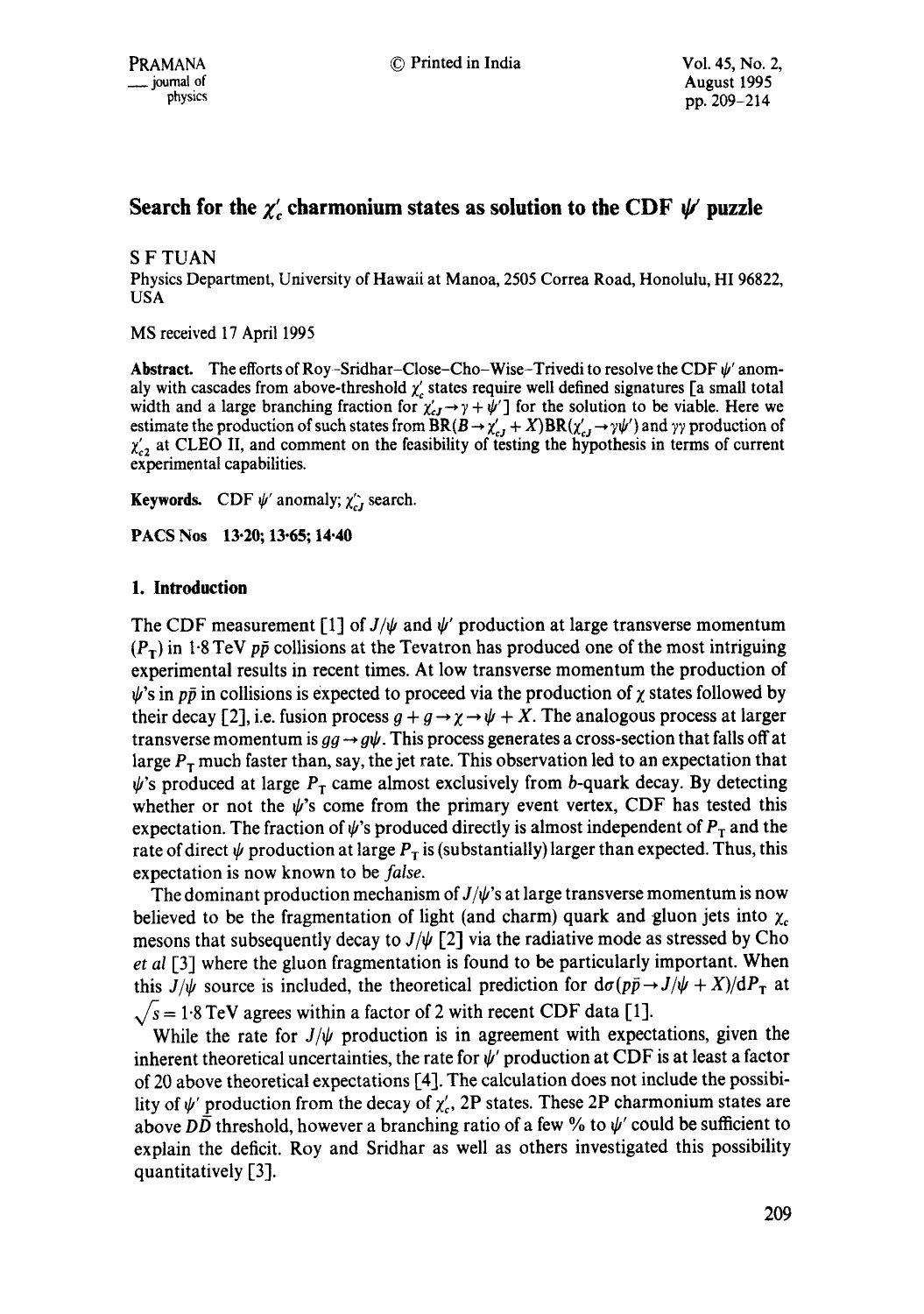# Search for the $\chi_c'$ charmonium states as solution to the CDF $\psi'$ puzzle

S F TUAN

Physics Department, University of Hawaii at Manoa, 2505 Correa Road, Honolulu, HI 96822, USA

MS received 17 April 1995

**Abstract.** The efforts of Roy–Sridhar–Close–Cho–Wise–Trivedi to resolve the CDF $\psi'$ anomaly with cascades from above-threshold $\chi_c'$ states require well defined signatures [a small total width and a large branching fraction for $\chi_{cJ}' \to \gamma + \psi'$] for the solution to be viable. Here we estimate the production of such states from $\mathrm{BR}(B \to \chi_{cJ}' + X)\mathrm{BR}(\chi_{cJ}' \to \gamma\psi')$ and $\gamma\gamma$ production of $\chi_{c2}'$ at CLEO II, and comment on the feasibility of testing the hypothesis in terms of current experimental capabilities.

**Keywords.** CDF $\psi'$ anomaly; $\chi_{cJ}'$ search.

**PACS Nos** 13·20; 13·65; 14·40

## 1. Introduction

The CDF measurement [1] of $J/\psi$ and $\psi'$ production at large transverse momentum ($P_T$) in 1·8 TeV $p\bar{p}$ collisions at the Tevatron has produced one of the most intriguing experimental results in recent times. At low transverse momentum the production of $\psi$'s in $p\bar{p}$ in collisions is expected to proceed via the production of $\chi$ states followed by their decay [2], i.e. fusion process $g + g \to \chi \to \psi + X$. The analogous process at larger transverse momentum is $gg \to g\psi$. This process generates a cross-section that falls off at large $P_T$ much faster than, say, the jet rate. This observation led to an expectation that $\psi$'s produced at large $P_T$ came almost exclusively from $b$-quark decay. By detecting whether or not the $\psi$'s come from the primary event vertex, CDF has tested this expectation. The fraction of $\psi$'s produced directly is almost independent of $P_T$ and the rate of direct $\psi$ production at large $P_T$ is (substantially) larger than expected. Thus, this expectation is now known to be *false*.

The dominant production mechanism of $J/\psi$'s at large transverse momentum is now believed to be the fragmentation of light (and charm) quark and gluon jets into $\chi_c$ mesons that subsequently decay to $J/\psi$ [2] via the radiative mode as stressed by Cho *et al* [3] where the gluon fragmentation is found to be particularly important. When this $J/\psi$ source is included, the theoretical prediction for $d\sigma(p\bar{p} \to J/\psi + X)/dP_T$ at $\sqrt{s} = 1{\cdot}8$ TeV agrees within a factor of 2 with recent CDF data [1].

While the rate for $J/\psi$ production is in agreement with expectations, given the inherent theoretical uncertainties, the rate for $\psi'$ production at CDF is at least a factor of 20 above theoretical expectations [4]. The calculation does not include the possibility of $\psi'$ production from the decay of $\chi_c'$, 2P states. These 2P charmonium states are above $D\bar{D}$ threshold, however a branching ratio of a few % to $\psi'$ could be sufficient to explain the deficit. Roy and Sridhar as well as others investigated this possibility quantitatively [3].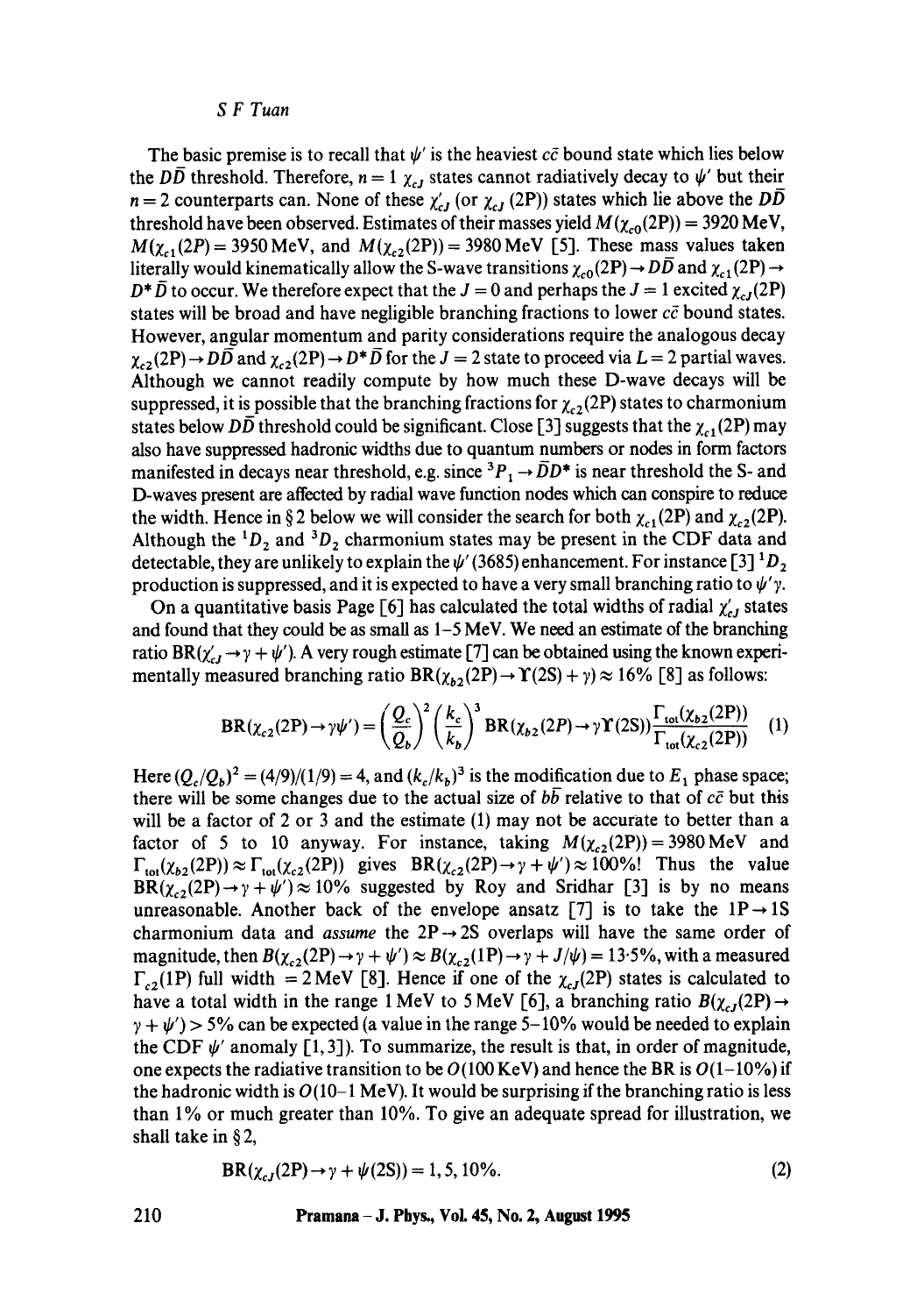The basic premise is to recall that $\psi'$ is the heaviest $c\bar{c}$ bound state which lies below the $D\bar{D}$ threshold. Therefore, $n = 1$ $\chi_{cJ}$ states cannot radiatively decay to $\psi'$ but their $n = 2$ counterparts can. None of these $\chi'_{cJ}$ (or $\chi_{cJ}$ (2P)) states which lie above the $D\bar{D}$ threshold have been observed. Estimates of their masses yield $M(\chi_{c0}(2P)) = 3920$ MeV, $M(\chi_{c1}(2P)) = 3950$ MeV, and $M(\chi_{c2}(2P)) = 3980$ MeV [5]. These mass values taken literally would kinematically allow the S-wave transitions $\chi_{c0}(2P) \to D\bar{D}$ and $\chi_{c1}(2P) \to D^*\bar{D}$ to occur. We therefore expect that the $J = 0$ and perhaps the $J = 1$ excited $\chi_{cJ}(2P)$ states will be broad and have negligible branching fractions to lower $c\bar{c}$ bound states. However, angular momentum and parity considerations require the analogous decay $\chi_{c2}(2P) \to D\bar{D}$ and $\chi_{c2}(2P) \to D^*\bar{D}$ for the $J = 2$ state to proceed via $L = 2$ partial waves. Although we cannot readily compute by how much these D-wave decays will be suppressed, it is possible that the branching fractions for $\chi_{c2}(2P)$ states to charmonium states below $D\bar{D}$ threshold could be significant. Close [3] suggests that the $\chi_{c1}(2P)$ may also have suppressed hadronic widths due to quantum numbers or nodes in form factors manifested in decays near threshold, e.g. since ${}^3P_1 \to \bar{D}D^*$ is near threshold the S- and D-waves present are affected by radial wave function nodes which can conspire to reduce the width. Hence in § 2 below we will consider the search for both $\chi_{c1}(2P)$ and $\chi_{c2}(2P)$. Although the ${}^1D_2$ and ${}^3D_2$ charmonium states may be present in the CDF data and detectable, they are unlikely to explain the $\psi'(3685)$ enhancement. For instance [3] ${}^1D_2$ production is suppressed, and it is expected to have a very small branching ratio to $\psi'\gamma$.

On a quantitative basis Page [6] has calculated the total widths of radial $\chi'_{cJ}$ states and found that they could be as small as 1–5 MeV. We need an estimate of the branching ratio $\mathrm{BR}(\chi'_{cJ} \to \gamma + \psi')$. A very rough estimate [7] can be obtained using the known experimentally measured branching ratio $\mathrm{BR}(\chi_{b2}(2P) \to \Upsilon(2S) + \gamma) \approx 16\%$ [8] as follows:

$$\mathrm{BR}(\chi_{c2}(2P) \to \gamma\psi') = \left(\frac{Q_c}{Q_b}\right)^2 \left(\frac{k_c}{k_b}\right)^3 \mathrm{BR}(\chi_{b2}(2P) \to \gamma\Upsilon(2S)) \frac{\Gamma_{\mathrm{tot}}(\chi_{b2}(2P))}{\Gamma_{\mathrm{tot}}(\chi_{c2}(2P))} \quad (1)$$

Here $(Q_c/Q_b)^2 = (4/9)/(1/9) = 4$, and $(k_c/k_b)^3$ is the modification due to $E_1$ phase space; there will be some changes due to the actual size of $b\bar{b}$ relative to that of $c\bar{c}$ but this will be a factor of 2 or 3 and the estimate (1) may not be accurate to better than a factor of 5 to 10 anyway. For instance, taking $M(\chi_{c2}(2P)) = 3980$ MeV and $\Gamma_{\mathrm{tot}}(\chi_{b2}(2P)) \approx \Gamma_{\mathrm{tot}}(\chi_{c2}(2P))$ gives $\mathrm{BR}(\chi_{c2}(2P) \to \gamma + \psi') \approx 100\%$! Thus the value $\mathrm{BR}(\chi_{c2}(2P) \to \gamma + \psi') \approx 10\%$ suggested by Roy and Sridhar [3] is by no means unreasonable. Another back of the envelope ansatz [7] is to take the $1P \to 1S$ charmonium data and *assume* the $2P \to 2S$ overlaps will have the same order of magnitude, then $B(\chi_{c2}(2P) \to \gamma + \psi') \approx B(\chi_{c2}(1P) \to \gamma + J/\psi) = 13{\cdot}5\%$, with a measured $\Gamma_{c2}(1P)$ full width $= 2$ MeV [8]. Hence if one of the $\chi_{cJ}(2P)$ states is calculated to have a total width in the range 1 MeV to 5 MeV [6], a branching ratio $B(\chi_{cJ}(2P) \to \gamma + \psi') > 5\%$ can be expected (a value in the range 5–10% would be needed to explain the CDF $\psi'$ anomaly [1, 3]). To summarize, the result is that, in order of magnitude, one expects the radiative transition to be $O(100\,\mathrm{KeV})$ and hence the BR is $O(1–10\%)$ if the hadronic width is $O(10–1\,\mathrm{MeV})$. It would be surprising if the branching ratio is less than 1% or much greater than 10%. To give an adequate spread for illustration, we shall take in § 2,

$$\mathrm{BR}(\chi_{cJ}(2P) \to \gamma + \psi(2S)) = 1, 5, 10\%. \quad (2)$$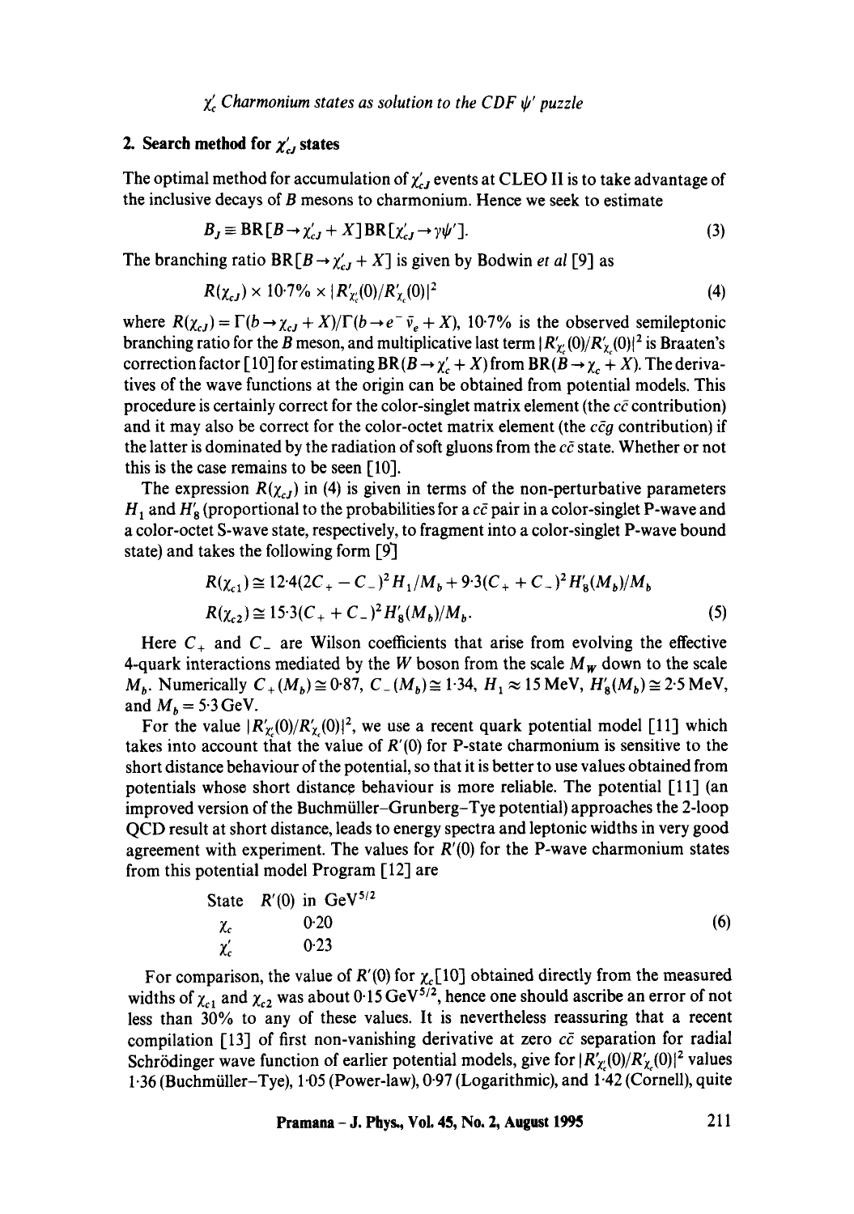## 2. Search method for $\chi'_{cJ}$ states

The optimal method for accumulation of $\chi'_{cJ}$ events at CLEO II is to take advantage of the inclusive decays of $B$ mesons to charmonium. Hence we seek to estimate

$$B_J \equiv \mathrm{BR}[B \to \chi'_{cJ} + X]\mathrm{BR}[\chi'_{cJ} \to \gamma\psi']. \tag{3}$$

The branching ratio $\mathrm{BR}[B \to \chi'_{cJ} + X]$ is given by Bodwin *et al* [9] as

$$R(\chi_{cJ}) \times 10{\cdot}7\% \times |R'_{\chi'_c}(0)/R'_{\chi_c}(0)|^2 \tag{4}$$

where $R(\chi_{cJ}) = \Gamma(b \to \chi_{cJ} + X)/\Gamma(b \to e^- \bar{\nu}_e + X)$, 10·7% is the observed semileptonic branching ratio for the $B$ meson, and multiplicative last term $|R'_{\chi'_c}(0)/R'_{\chi_c}(0)|^2$ is Braaten's correction factor [10] for estimating $\mathrm{BR}(B \to \chi'_c + X)$ from $\mathrm{BR}(B \to \chi_c + X)$. The derivatives of the wave functions at the origin can be obtained from potential models. This procedure is certainly correct for the color-singlet matrix element (the $c\bar{c}$ contribution) and it may also be correct for the color-octet matrix element (the $c\bar{c}g$ contribution) if the latter is dominated by the radiation of soft gluons from the $c\bar{c}$ state. Whether or not this is the case remains to be seen [10].

The expression $R(\chi_{cJ})$ in (4) is given in terms of the non-perturbative parameters $H_1$ and $H'_8$ (proportional to the probabilities for a $c\bar{c}$ pair in a color-singlet P-wave and a color-octet S-wave state, respectively, to fragment into a color-singlet P-wave bound state) and takes the following form [9]

$$R(\chi_{c1}) \cong 12{\cdot}4(2C_+ - C_-)^2 H_1/M_b + 9{\cdot}3(C_+ + C_-)^2 H'_8(M_b)/M_b$$
$$R(\chi_{c2}) \cong 15{\cdot}3(C_+ + C_-)^2 H'_8(M_b)/M_b. \tag{5}$$

Here $C_+$ and $C_-$ are Wilson coefficients that arise from evolving the effective 4-quark interactions mediated by the $W$ boson from the scale $M_W$ down to the scale $M_b$. Numerically $C_+(M_b) \cong 0{\cdot}87$, $C_-(M_b) \cong 1{\cdot}34$, $H_1 \approx 15\,\mathrm{MeV}$, $H'_8(M_b) \cong 2{\cdot}5\,\mathrm{MeV}$, and $M_b = 5{\cdot}3\,\mathrm{GeV}$.

For the value $|R'_{\chi'_c}(0)/R'_{\chi_c}(0)|^2$, we use a recent quark potential model [11] which takes into account that the value of $R'(0)$ for P-state charmonium is sensitive to the short distance behaviour of the potential, so that it is better to use values obtained from potentials whose short distance behaviour is more reliable. The potential [11] (an improved version of the Buchmüller–Grunberg–Tye potential) approaches the 2-loop QCD result at short distance, leads to energy spectra and leptonic widths in very good agreement with experiment. The values for $R'(0)$ for the P-wave charmonium states from this potential model Program [12] are

| State | $R'(0)$ in $\mathrm{GeV}^{5/2}$ |
|---|---|
| $\chi_c$ | 0·20 |
| $\chi'_c$ | 0·23 |

(6)

For comparison, the value of $R'(0)$ for $\chi_c$ [10] obtained directly from the measured widths of $\chi_{c1}$ and $\chi_{c2}$ was about $0{\cdot}15\,\mathrm{GeV}^{5/2}$, hence one should ascribe an error of not less than 30% to any of these values. It is nevertheless reassuring that a recent compilation [13] of first non-vanishing derivative at zero $c\bar{c}$ separation for radial Schrödinger wave function of earlier potential models, give for $|R'_{\chi'_c}(0)/R'_{\chi_c}(0)|^2$ values 1·36 (Buchmüller–Tye), 1·05 (Power-law), 0·97 (Logarithmic), and 1·42 (Cornell), quite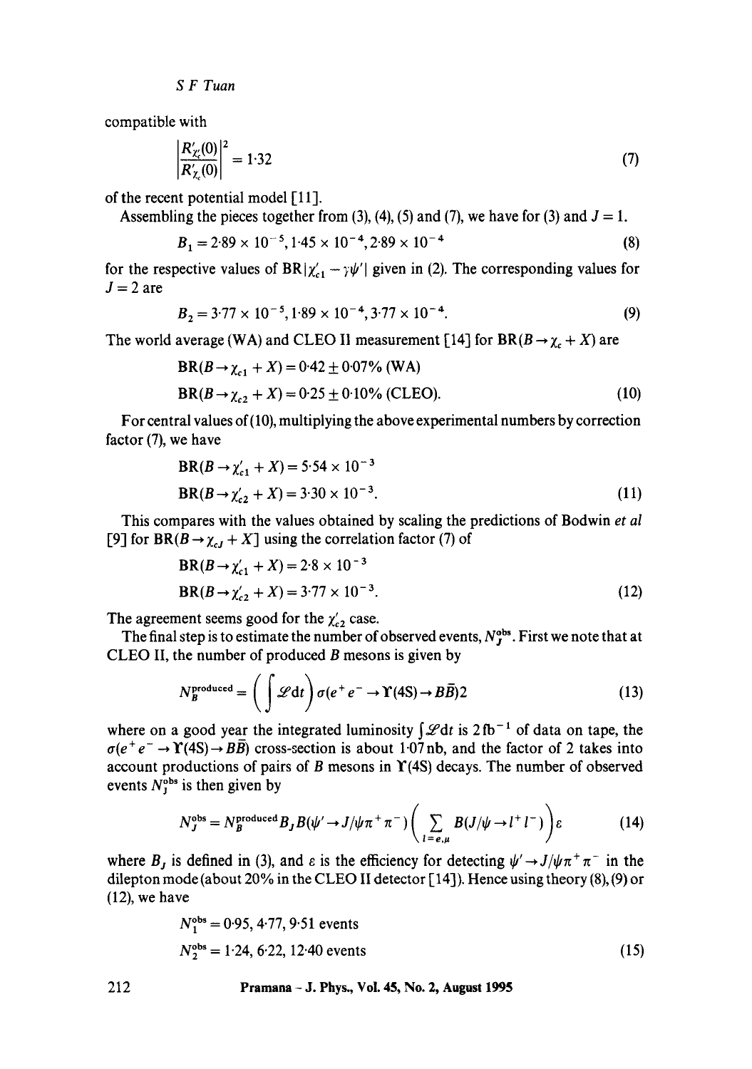compatible with

$$\left|\frac{R'_{\chi'_c}(0)}{R'_{\chi_c}(0)}\right|^2 = 1{\cdot}32 \tag{7}$$

of the recent potential model [11].

Assembling the pieces together from (3), (4), (5) and (7), we have for (3) and $J = 1$.

$$B_1 = 2{\cdot}89 \times 10^{-5}, 1{\cdot}45 \times 10^{-4}, 2{\cdot}89 \times 10^{-4} \tag{8}$$

for the respective values of $\mathrm{BR}|\chi'_{c1} - \gamma\psi'|$ given in (2). The corresponding values for $J = 2$ are

$$B_2 = 3{\cdot}77 \times 10^{-5}, 1{\cdot}89 \times 10^{-4}, 3{\cdot}77 \times 10^{-4}. \tag{9}$$

The world average (WA) and CLEO II measurement [14] for $\mathrm{BR}(B \to \chi_c + X)$ are

$$\begin{aligned}
&\mathrm{BR}(B \to \chi_{c1} + X) = 0{\cdot}42 \pm 0{\cdot}07\% \text{ (WA)}\\
&\mathrm{BR}(B \to \chi_{c2} + X) = 0{\cdot}25 \pm 0{\cdot}10\% \text{ (CLEO)}.
\end{aligned} \tag{10}$$

For central values of (10), multiplying the above experimental numbers by correction factor (7), we have

$$\begin{aligned}
&\mathrm{BR}(B \to \chi'_{c1} + X) = 5{\cdot}54 \times 10^{-3}\\
&\mathrm{BR}(B \to \chi'_{c2} + X) = 3{\cdot}30 \times 10^{-3}.
\end{aligned} \tag{11}$$

This compares with the values obtained by scaling the predictions of Bodwin *et al* [9] for $\mathrm{BR}(B \to \chi_{cJ} + X]$ using the correlation factor (7) of

$$\begin{aligned}
&\mathrm{BR}(B \to \chi'_{c1} + X) = 2{\cdot}8 \times 10^{-3}\\
&\mathrm{BR}(B \to \chi'_{c2} + X) = 3{\cdot}77 \times 10^{-3}.
\end{aligned} \tag{12}$$

The agreement seems good for the $\chi'_{c2}$ case.

The final step is to estimate the number of observed events, $N_J^{\mathrm{obs}}$. First we note that at CLEO II, the number of produced $B$ mesons is given by

$$N_B^{\mathrm{produced}} = \left(\int \mathscr{L}\mathrm{d}t\right)\sigma(e^+e^- \to \Upsilon(4S) \to B\bar{B})2 \tag{13}$$

where on a good year the integrated luminosity $\int \mathscr{L}\mathrm{d}t$ is $2\,\mathrm{fb}^{-1}$ of data on tape, the $\sigma(e^+e^- \to \Upsilon(4S) \to B\bar{B})$ cross-section is about $1{\cdot}07$ nb, and the factor of 2 takes into account productions of pairs of $B$ mesons in $\Upsilon(4S)$ decays. The number of observed events $N_J^{\mathrm{obs}}$ is then given by

$$N_J^{\mathrm{obs}} = N_B^{\mathrm{produced}} B_J B(\psi' \to J/\psi\pi^+\pi^-)\left(\sum_{l=e,\mu} B(J/\psi \to l^+l^-)\right)\varepsilon \tag{14}$$

where $B_J$ is defined in (3), and $\varepsilon$ is the efficiency for detecting $\psi' \to J/\psi\pi^+\pi^-$ in the dilepton mode (about 20% in the CLEO II detector [14]). Hence using theory (8), (9) or (12), we have

$$\begin{aligned}
&N_1^{\mathrm{obs}} = 0{\cdot}95, 4{\cdot}77, 9{\cdot}51 \text{ events}\\
&N_2^{\mathrm{obs}} = 1{\cdot}24, 6{\cdot}22, 12{\cdot}40 \text{ events}
\end{aligned} \tag{15}$$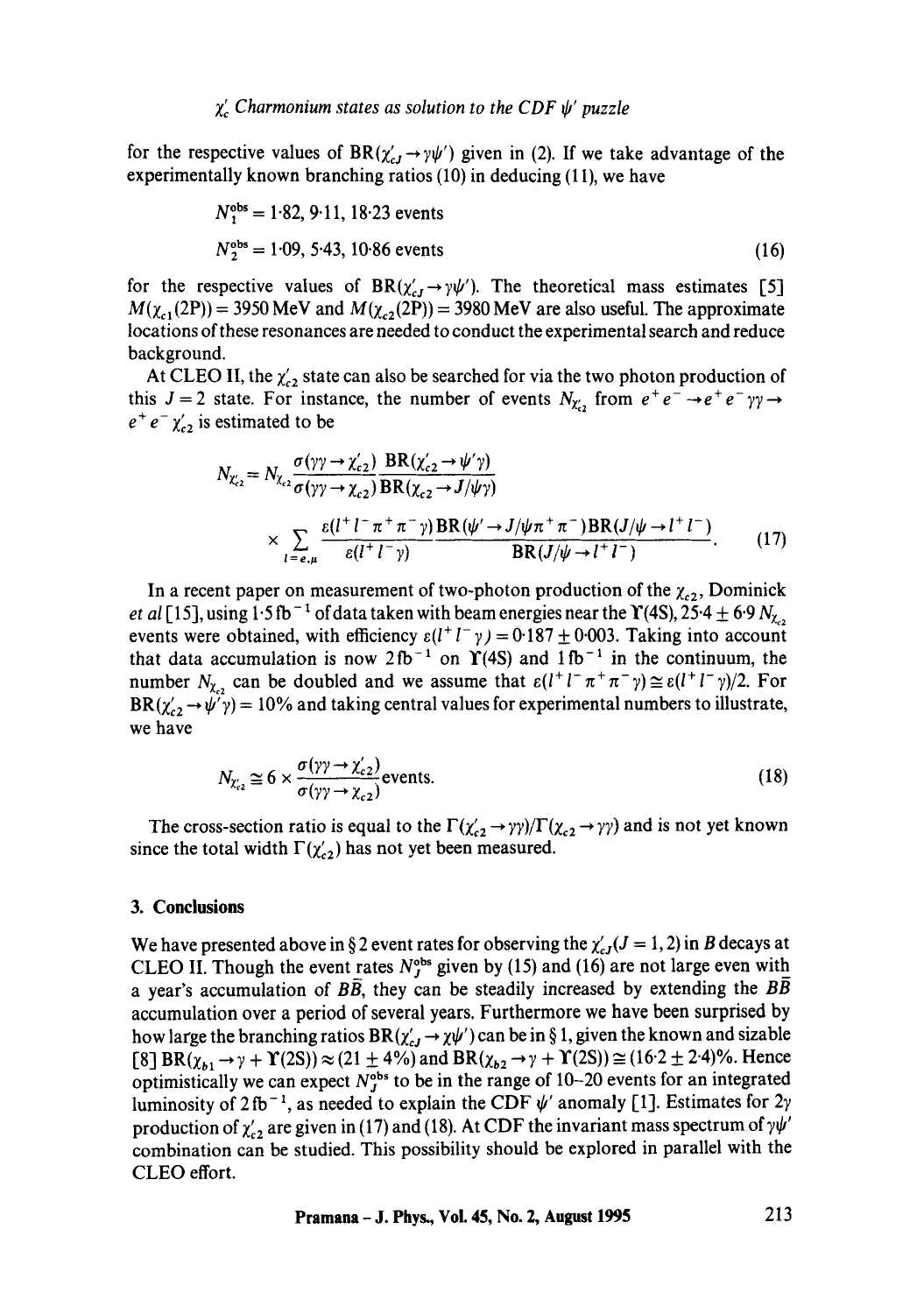for the respective values of $\mathrm{BR}(\chi'_{cJ} \to \gamma\psi')$ given in (2). If we take advantage of the experimentally known branching ratios (10) in deducing (11), we have

$$N_1^{\text{obs}} = 1{\cdot}82,\ 9{\cdot}11,\ 18{\cdot}23 \text{ events}$$
$$N_2^{\text{obs}} = 1{\cdot}09,\ 5{\cdot}43,\ 10{\cdot}86 \text{ events} \tag{16}$$

for the respective values of $\mathrm{BR}(\chi'_{cJ} \to \gamma\psi')$. The theoretical mass estimates [5] $M(\chi_{c1}(2\mathrm{P})) = 3950\,\mathrm{MeV}$ and $M(\chi_{c2}(2\mathrm{P})) = 3980\,\mathrm{MeV}$ are also useful. The approximate locations of these resonances are needed to conduct the experimental search and reduce background.

At CLEO II, the $\chi'_{c2}$ state can also be searched for via the two photon production of this $J = 2$ state. For instance, the number of events $N_{\chi'_{c2}}$ from $e^+e^- \to e^+e^-\gamma\gamma \to e^+e^-\chi'_{c2}$ is estimated to be

$$N_{\chi'_{c2}} = N_{\chi_{c2}} \frac{\sigma(\gamma\gamma \to \chi'_{c2})}{\sigma(\gamma\gamma \to \chi_{c2})} \frac{\mathrm{BR}(\chi'_{c2} \to \psi'\gamma)}{\mathrm{BR}(\chi_{c2} \to J/\psi\gamma)}$$
$$\times \sum_{l=e,\mu} \frac{\varepsilon(l^+l^-\pi^+\pi^-\gamma)}{\varepsilon(l^+l^-\gamma)} \frac{\mathrm{BR}(\psi' \to J/\psi\pi^+\pi^-)\mathrm{BR}(J/\psi \to l^+l^-)}{\mathrm{BR}(J/\psi \to l^+l^-)}. \tag{17}$$

In a recent paper on measurement of two-photon production of the $\chi_{c2}$, Dominick *et al* [15], using $1{\cdot}5\,\mathrm{fb}^{-1}$ of data taken with beam energies near the $\Upsilon(4\mathrm{S})$, $25{\cdot}4 \pm 6{\cdot}9$ $N_{\chi_{c2}}$ events were obtained, with efficiency $\varepsilon(l^+l^-\gamma) = 0{\cdot}187 \pm 0{\cdot}003$. Taking into account that data accumulation is now $2\,\mathrm{fb}^{-1}$ on $\Upsilon(4\mathrm{S})$ and $1\,\mathrm{fb}^{-1}$ in the continuum, the number $N_{\chi_{c2}}$ can be doubled and we assume that $\varepsilon(l^+l^-\pi^+\pi^-\gamma) \cong \varepsilon(l^+l^-\gamma)/2$. For $\mathrm{BR}(\chi'_{c2} \to \psi'\gamma) = 10\%$ and taking central values for experimental numbers to illustrate, we have

$$N_{\chi'_{c2}} \cong 6 \times \frac{\sigma(\gamma\gamma \to \chi'_{c2})}{\sigma(\gamma\gamma \to \chi_{c2})} \text{events.} \tag{18}$$

The cross-section ratio is equal to the $\Gamma(\chi'_{c2} \to \gamma\gamma)/\Gamma(\chi_{c2} \to \gamma\gamma)$ and is not yet known since the total width $\Gamma(\chi'_{c2})$ has not yet been measured.

## 3. Conclusions

We have presented above in § 2 event rates for observing the $\chi'_{cJ}(J = 1, 2)$ in $B$ decays at CLEO II. Though the event rates $N_J^{\text{obs}}$ given by (15) and (16) are not large even with a year's accumulation of $B\bar{B}$, they can be steadily increased by extending the $B\bar{B}$ accumulation over a period of several years. Furthermore we have been surprised by how large the branching ratios $\mathrm{BR}(\chi'_{cJ} \to \chi\psi')$ can be in § 1, given the known and sizable [8] $\mathrm{BR}(\chi_{b1} \to \gamma + \Upsilon(2\mathrm{S})) \approx (21 \pm 4\%)$ and $\mathrm{BR}(\chi_{b2} \to \gamma + \Upsilon(2\mathrm{S})) \cong (16{\cdot}2 \pm 2{\cdot}4)\%$. Hence optimistically we can expect $N_J^{\text{obs}}$ to be in the range of 10–20 events for an integrated luminosity of $2\,\mathrm{fb}^{-1}$, as needed to explain the CDF $\psi'$ anomaly [1]. Estimates for $2\gamma$ production of $\chi'_{c2}$ are given in (17) and (18). At CDF the invariant mass spectrum of $\gamma\psi'$ combination can be studied. This possibility should be explored in parallel with the CLEO effort.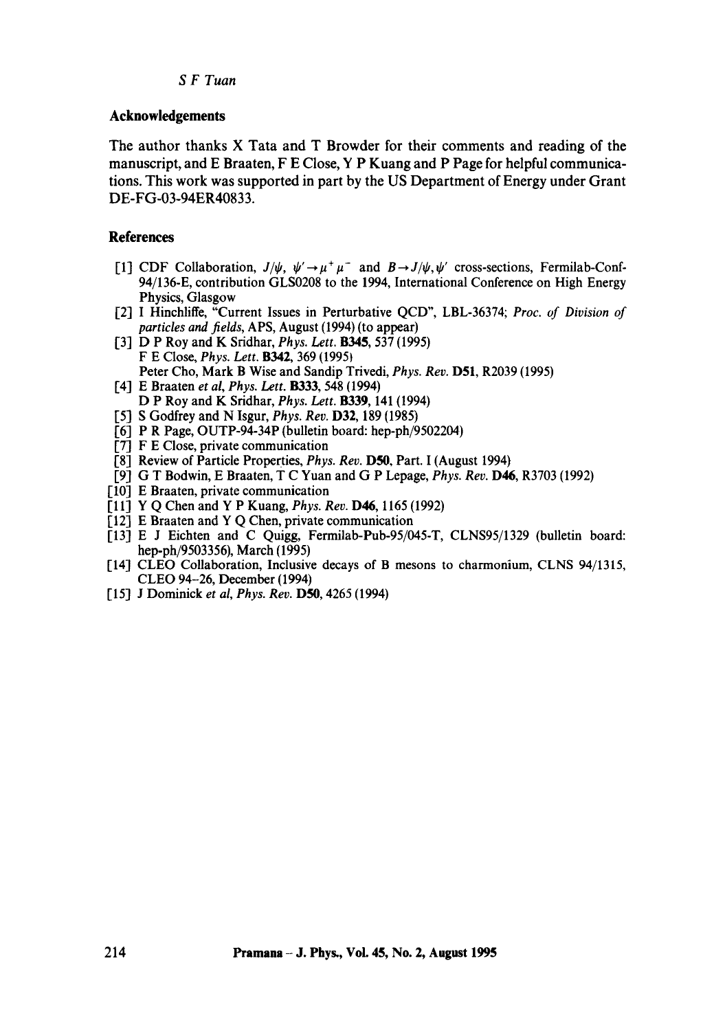## Acknowledgements

The author thanks X Tata and T Browder for their comments and reading of the manuscript, and E Braaten, F E Close, Y P Kuang and P Page for helpful communications. This work was supported in part by the US Department of Energy under Grant DE-FG-03-94ER40833.

## References

[1] CDF Collaboration, $J/\psi$, $\psi' \to \mu^+\mu^-$ and $B \to J/\psi, \psi'$ cross-sections, Fermilab-Conf-94/136-E, contribution GLS0208 to the 1994, International Conference on High Energy Physics, Glasgow

[2] I Hinchliffe, "Current Issues in Perturbative QCD", LBL-36374; *Proc. of Division of particles and fields*, APS, August (1994) (to appear)

[3] D P Roy and K Sridhar, *Phys. Lett.* **B345**, 537 (1995)
F E Close, *Phys. Lett.* **B342**, 369 (1995)
Peter Cho, Mark B Wise and Sandip Trivedi, *Phys. Rev.* **D51**, R2039 (1995)

[4] E Braaten *et al*, *Phys. Lett.* **B333**, 548 (1994)
D P Roy and K Sridhar, *Phys. Lett.* **B339**, 141 (1994)

[5] S Godfrey and N Isgur, *Phys. Rev.* **D32**, 189 (1985)

[6] P R Page, OUTP-94-34P (bulletin board: hep-ph/9502204)

[7] F E Close, private communication

[8] Review of Particle Properties, *Phys. Rev.* **D50**, Part. I (August 1994)

[9] G T Bodwin, E Braaten, T C Yuan and G P Lepage, *Phys. Rev.* **D46**, R3703 (1992)

[10] E Braaten, private communication

[11] Y Q Chen and Y P Kuang, *Phys. Rev.* **D46**, 1165 (1992)

[12] E Braaten and Y Q Chen, private communication

[13] E J Eichten and C Quigg, Fermilab-Pub-95/045-T, CLNS95/1329 (bulletin board: hep-ph/9503356), March (1995)

[14] CLEO Collaboration, Inclusive decays of B mesons to charmonium, CLNS 94/1315, CLEO 94–26, December (1994)

[15] J Dominick *et al*, *Phys. Rev.* **D50**, 4265 (1994)